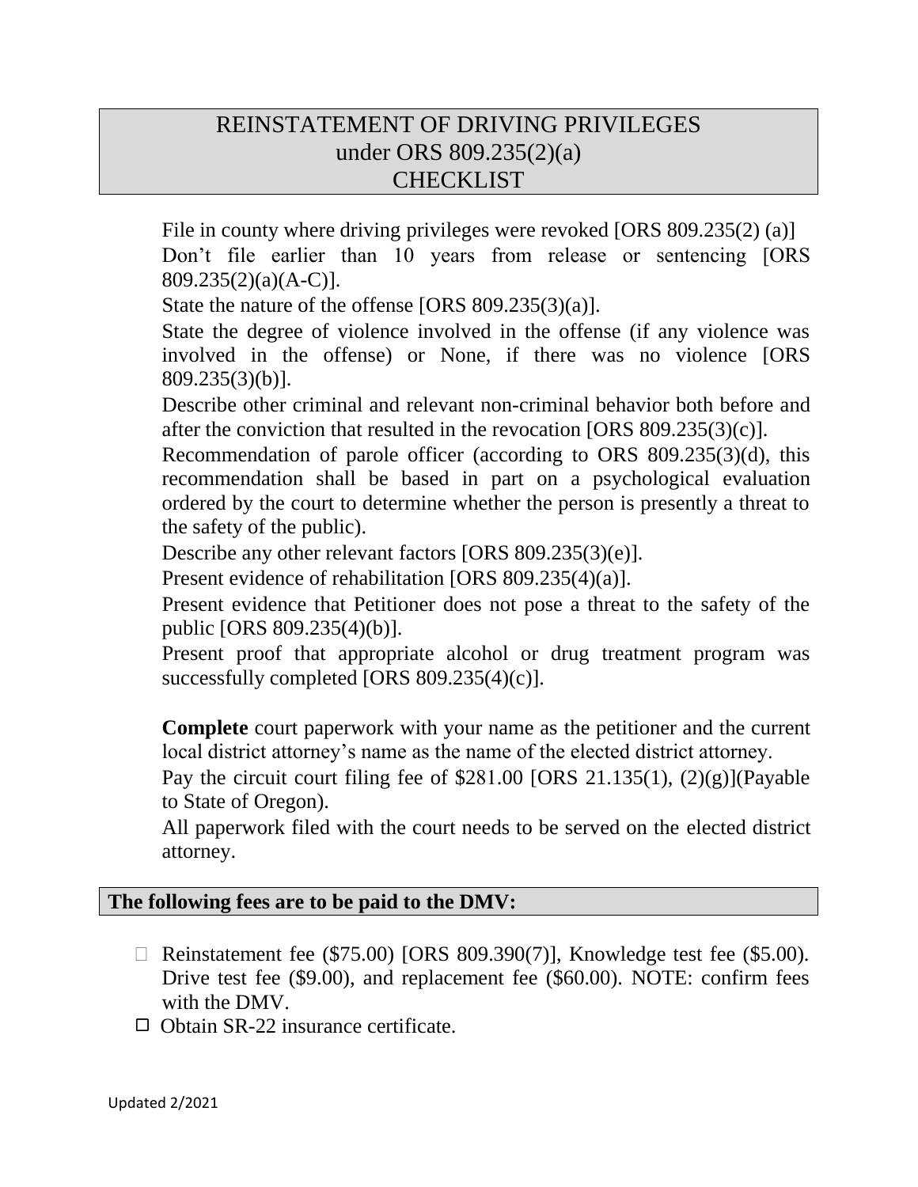# REINSTATEMENT OF DRIVING PRIVILEGES under ORS 809.235(2)(a) CHECKLIST

- File in county where driving privileges were revoked [ORS 809.235(2) (a)]
- Don't file earlier than 10 years from release or sentencing [ORS 809.235(2)(a)(A-C)].
- State the nature of the offense [ORS 809.235(3)(a)].
- State the degree of violence involved in the offense (if any violence was involved in the offense) or None, if there was no violence [ORS 809.235(3)(b)].
- Describe other criminal and relevant non-criminal behavior both before and after the conviction that resulted in the revocation [ORS 809.235(3)(c)].
- Recommendation of parole officer (according to ORS 809.235(3)(d), this recommendation shall be based in part on a psychological evaluation ordered by the court to determine whether the person is presently a threat to the safety of the public).
- Describe any other relevant factors [ORS 809.235(3)(e)].
- Present evidence of rehabilitation [ORS 809.235(4)(a)].
- Present evidence that Petitioner does not pose a threat to the safety of the public [ORS 809.235(4)(b)].
- Present proof that appropriate alcohol or drug treatment program was successfully completed [ORS 809.235(4)(c)].

- **Complete** court paperwork with your name as the petitioner and the current local district attorney's name as the name of the elected district attorney.
- Pay the circuit court filing fee of $281.00 [ORS 21.135(1), (2)(g)](Payable to State of Oregon).
- All paperwork filed with the court needs to be served on the elected district attorney.

## The following fees are to be paid to the DMV:

- ☐ Reinstatement fee ($75.00) [ORS 809.390(7)], Knowledge test fee ($5.00). Drive test fee ($9.00), and replacement fee ($60.00). NOTE: confirm fees with the DMV.
- ☐ Obtain SR-22 insurance certificate.

Updated 2/2021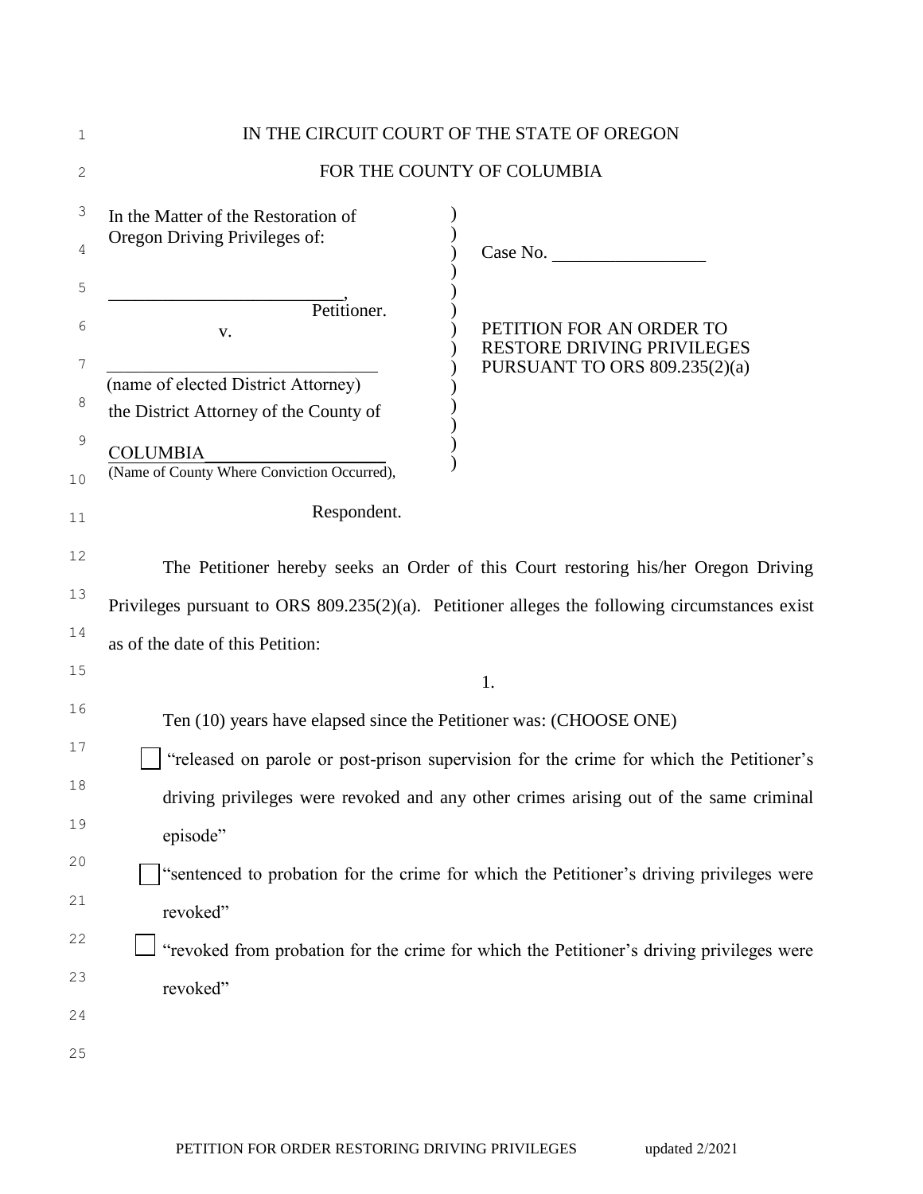IN THE CIRCUIT COURT OF THE STATE OF OREGON

FOR THE COUNTY OF COLUMBIA

| | | |
|---|---|---|
| In the Matter of the Restoration of Oregon Driving Privileges of: | ) | Case No. _________________ |
| __________________________, Petitioner. | ) | |
| v. | ) | PETITION FOR AN ORDER TO RESTORE DRIVING PRIVILEGES PURSUANT TO ORS 809.235(2)(a) |
| ________________________________ (name of elected District Attorney) | ) | |
| the District Attorney of the County of | ) | |
| COLUMBIA___________________ (Name of County Where Conviction Occurred), | ) | |
| Respondent. | | |

The Petitioner hereby seeks an Order of this Court restoring his/her Oregon Driving Privileges pursuant to ORS 809.235(2)(a). Petitioner alleges the following circumstances exist as of the date of this Petition:

1.

Ten (10) years have elapsed since the Petitioner was: (CHOOSE ONE)

☐ "released on parole or post-prison supervision for the crime for which the Petitioner's driving privileges were revoked and any other crimes arising out of the same criminal episode"

☐ "sentenced to probation for the crime for which the Petitioner's driving privileges were revoked"

☐ "revoked from probation for the crime for which the Petitioner's driving privileges were revoked"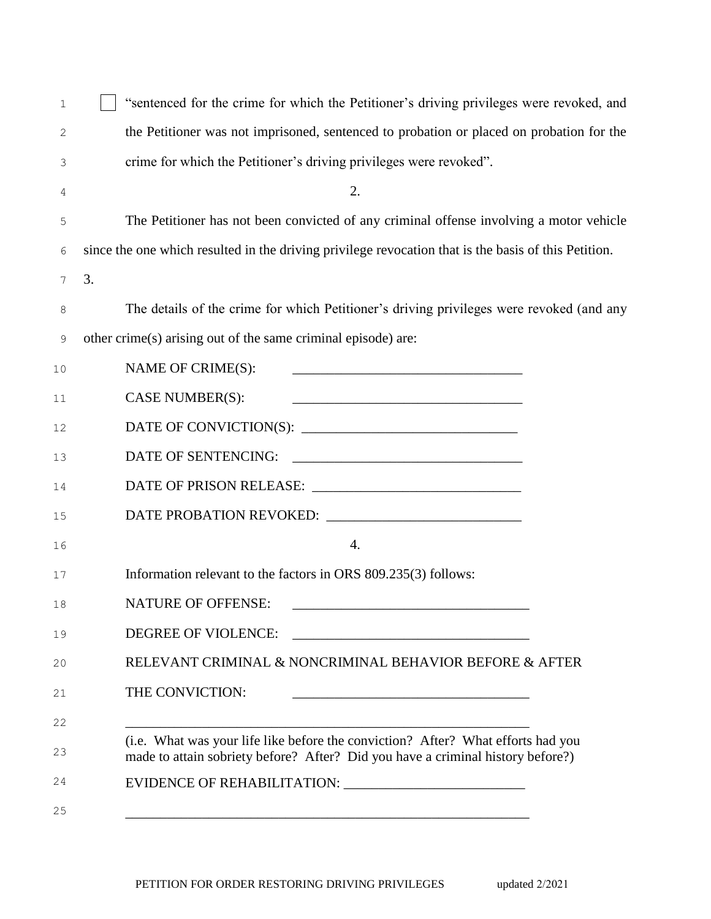☐ "sentenced for the crime for which the Petitioner's driving privileges were revoked, and the Petitioner was not imprisoned, sentenced to probation or placed on probation for the crime for which the Petitioner's driving privileges were revoked".

2.

The Petitioner has not been convicted of any criminal offense involving a motor vehicle since the one which resulted in the driving privilege revocation that is the basis of this Petition.

3.

The details of the crime for which Petitioner's driving privileges were revoked (and any other crime(s) arising out of the same criminal episode) are:

NAME OF CRIME(S): ________________________________

CASE NUMBER(S): ________________________________

DATE OF CONVICTION(S): ______________________________

DATE OF SENTENCING: ________________________________

DATE OF PRISON RELEASE: _____________________________

DATE PROBATION REVOKED: ___________________________

4.

Information relevant to the factors in ORS 809.235(3) follows:

NATURE OF OFFENSE: _________________________________

DEGREE OF VIOLENCE: _________________________________

RELEVANT CRIMINAL & NONCRIMINAL BEHAVIOR BEFORE & AFTER THE CONVICTION: _________________________________

___________________________________________________________

(i.e. What was your life like before the conviction? After? What efforts had you made to attain sobriety before? After? Did you have a criminal history before?)

EVIDENCE OF REHABILITATION: _________________________

___________________________________________________________

PETITION FOR ORDER RESTORING DRIVING PRIVILEGES updated 2/2021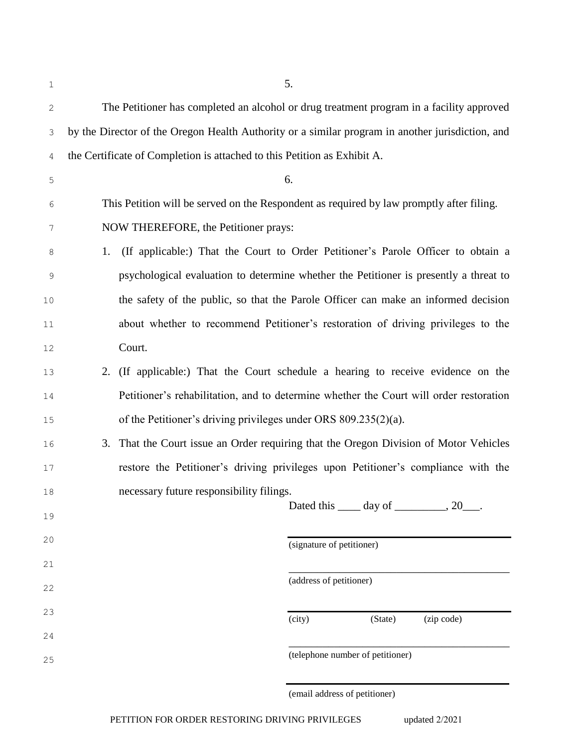5.

The Petitioner has completed an alcohol or drug treatment program in a facility approved by the Director of the Oregon Health Authority or a similar program in another jurisdiction, and the Certificate of Completion is attached to this Petition as Exhibit A.

6.

This Petition will be served on the Respondent as required by law promptly after filing.

NOW THEREFORE, the Petitioner prays:

1. (If applicable:) That the Court to Order Petitioner's Parole Officer to obtain a psychological evaluation to determine whether the Petitioner is presently a threat to the safety of the public, so that the Parole Officer can make an informed decision about whether to recommend Petitioner's restoration of driving privileges to the Court.
2. (If applicable:) That the Court schedule a hearing to receive evidence on the Petitioner's rehabilitation, and to determine whether the Court will order restoration of the Petitioner's driving privileges under ORS 809.235(2)(a).
3. That the Court issue an Order requiring that the Oregon Division of Motor Vehicles restore the Petitioner's driving privileges upon Petitioner's compliance with the necessary future responsibility filings.

Dated this ____ day of _________, 20___.

_____________________________________________
(signature of petitioner)

_____________________________________________
(address of petitioner)

_____________________________________________
(city) (State) (zip code)

_____________________________________________
(telephone number of petitioner)

_____________________________________________
(email address of petitioner)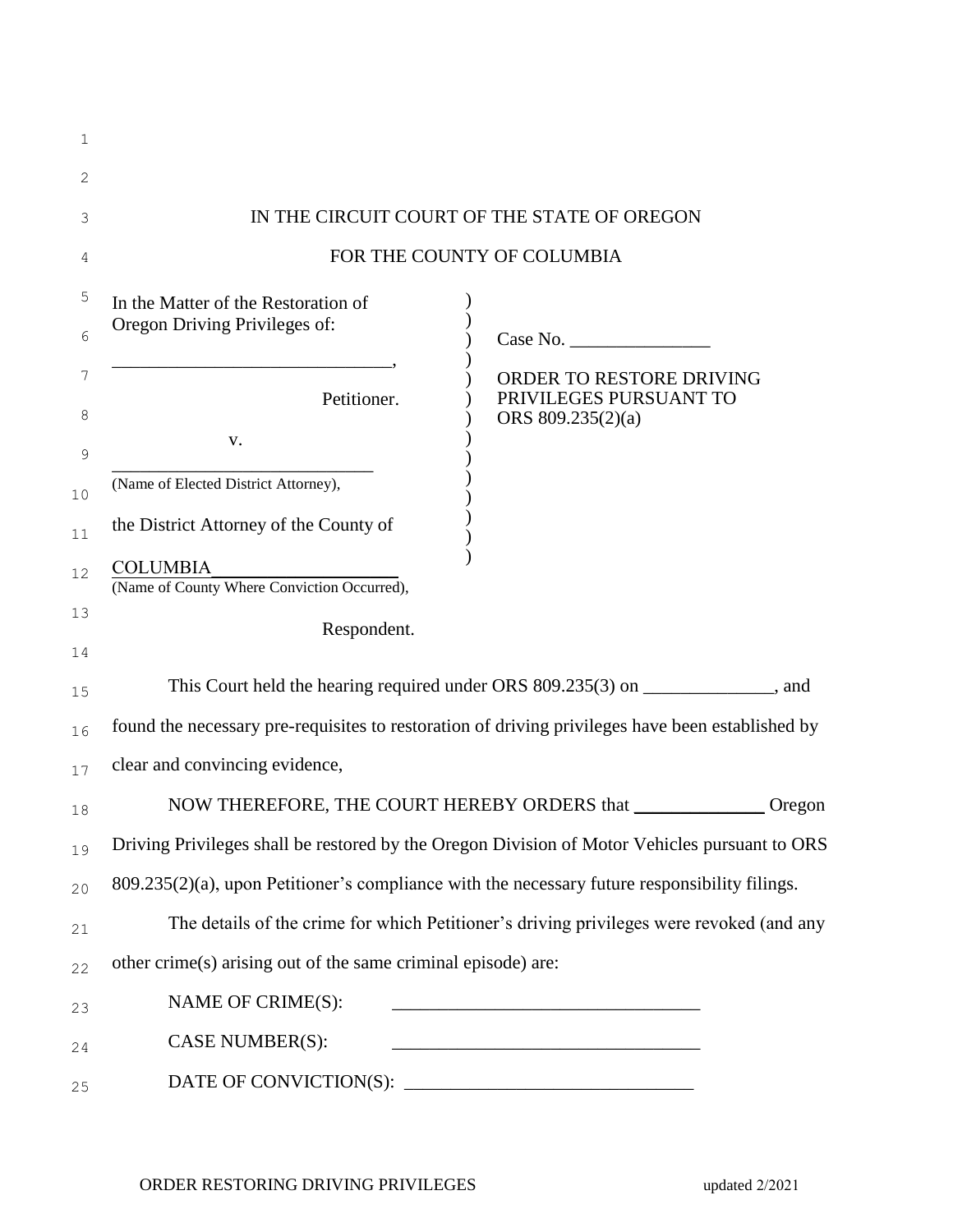IN THE CIRCUIT COURT OF THE STATE OF OREGON

FOR THE COUNTY OF COLUMBIA

In the Matter of the Restoration of Oregon Driving Privileges of:

______________________________,

Petitioner.

v.

______________________________
(Name of Elected District Attorney),

the District Attorney of the County of

COLUMBIA____________________
(Name of County Where Conviction Occurred),

Respondent.

Case No. _______________

ORDER TO RESTORE DRIVING PRIVILEGES PURSUANT TO ORS 809.235(2)(a)

This Court held the hearing required under ORS 809.235(3) on ______________, and found the necessary pre-requisites to restoration of driving privileges have been established by clear and convincing evidence,

NOW THEREFORE, THE COURT HEREBY ORDERS that ______________ Oregon Driving Privileges shall be restored by the Oregon Division of Motor Vehicles pursuant to ORS 809.235(2)(a), upon Petitioner's compliance with the necessary future responsibility filings.

The details of the crime for which Petitioner's driving privileges were revoked (and any other crime(s) arising out of the same criminal episode) are:

NAME OF CRIME(S): _________________________________

CASE NUMBER(S): _________________________________

DATE OF CONVICTION(S): ______________________________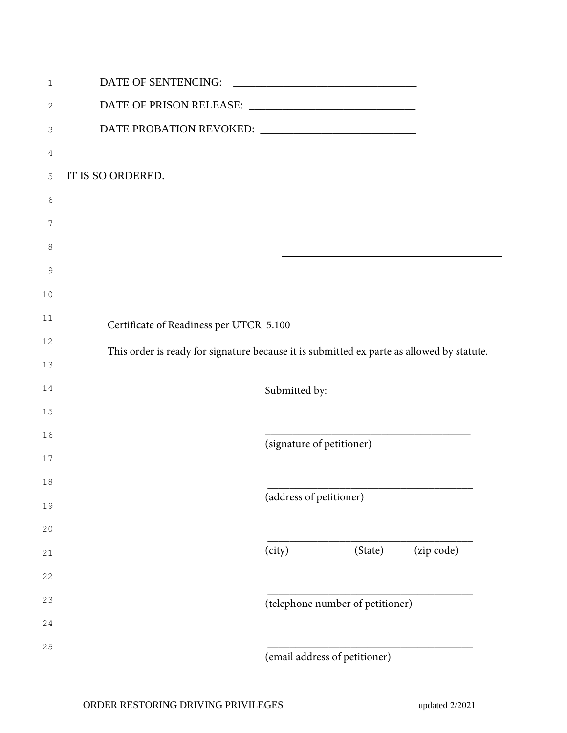DATE OF SENTENCING: ______________________________

DATE OF PRISON RELEASE: ___________________________

DATE PROBATION REVOKED: __________________________

IT IS SO ORDERED.

______________________________________

Certificate of Readiness per UTCR 5.100

This order is ready for signature because it is submitted ex parte as allowed by statute.

Submitted by:

______________________________________
(signature of petitioner)

______________________________________
(address of petitioner)

______________________________________
(city) (State) (zip code)

______________________________________
(telephone number of petitioner)

______________________________________
(email address of petitioner)